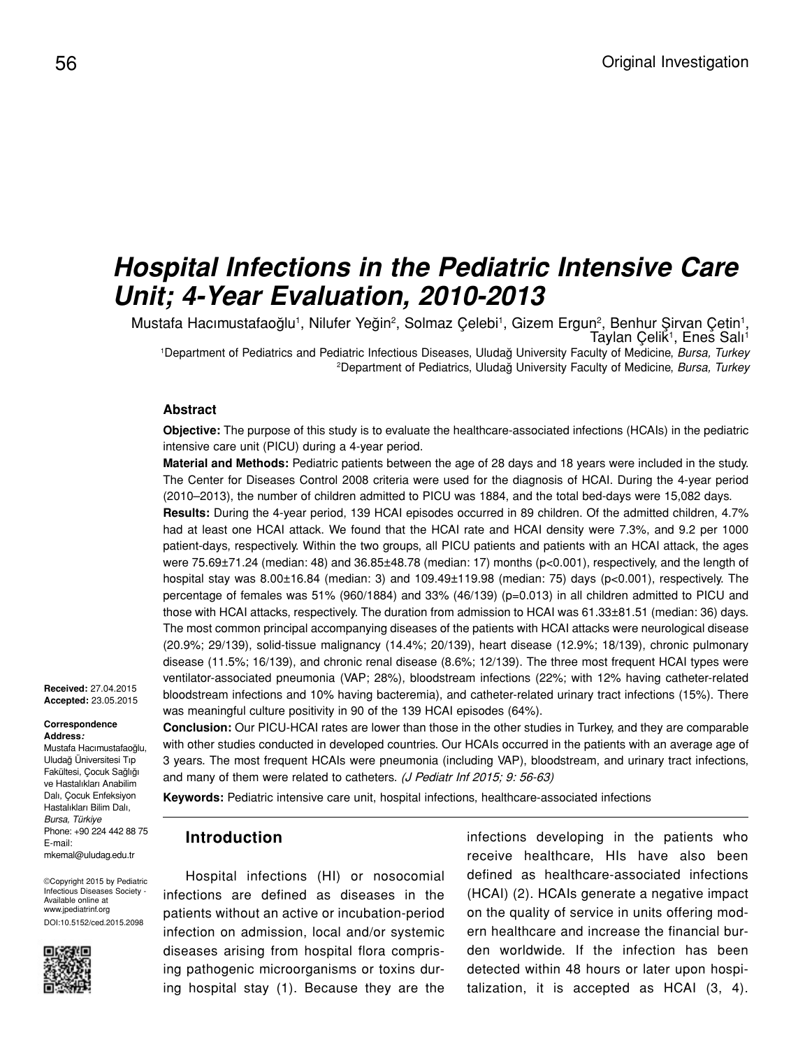Original Investigation

# Hospital Infections in the Pediatric Intensive Care Unit; 4-Year Evaluation, 2010-2013

Mustafa Hacımustafaoğlu[1], Nilufer Yeğin[2], Solmaz Çelebi[1], Gizem Ergun[2], Benhur Şirvan Çetin[1], Taylan Çelik[1], Enes Salı[1]

[1]Department of Pediatrics and Pediatric Infectious Diseases, Uludağ University Faculty of Medicine, *Bursa, Turkey*
[2]Department of Pediatrics, Uludağ University Faculty of Medicine, *Bursa, Turkey*

### Abstract

**Objective:** The purpose of this study is to evaluate the healthcare-associated infections (HCAIs) in the pediatric intensive care unit (PICU) during a 4-year period.

**Material and Methods:** Pediatric patients between the age of 28 days and 18 years were included in the study. The Center for Diseases Control 2008 criteria were used for the diagnosis of HCAI. During the 4-year period (2010–2013), the number of children admitted to PICU was 1884, and the total bed-days were 15,082 days.

**Results:** During the 4-year period, 139 HCAI episodes occurred in 89 children. Of the admitted children, 4.7% had at least one HCAI attack. We found that the HCAI rate and HCAI density were 7.3%, and 9.2 per 1000 patient-days, respectively. Within the two groups, all PICU patients and patients with an HCAI attack, the ages were 75.69±71.24 (median: 48) and 36.85±48.78 (median: 17) months (p<0.001), respectively, and the length of hospital stay was 8.00±16.84 (median: 3) and 109.49±119.98 (median: 75) days (p<0.001), respectively. The percentage of females was 51% (960/1884) and 33% (46/139) (p=0.013) in all children admitted to PICU and those with HCAI attacks, respectively. The duration from admission to HCAI was 61.33±81.51 (median: 36) days. The most common principal accompanying diseases of the patients with HCAI attacks were neurological disease (20.9%; 29/139), solid-tissue malignancy (14.4%; 20/139), heart disease (12.9%; 18/139), chronic pulmonary disease (11.5%; 16/139), and chronic renal disease (8.6%; 12/139). The three most frequent HCAI types were ventilator-associated pneumonia (VAP; 28%), bloodstream infections (22%; with 12% having catheter-related bloodstream infections and 10% having bacteremia), and catheter-related urinary tract infections (15%). There was meaningful culture positivity in 90 of the 139 HCAI episodes (64%).

**Conclusion:** Our PICU-HCAI rates are lower than those in the other studies in Turkey, and they are comparable with other studies conducted in developed countries. Our HCAIs occurred in the patients with an average age of 3 years. The most frequent HCAIs were pneumonia (including VAP), bloodstream, and urinary tract infections, and many of them were related to catheters. *(J Pediatr Inf 2015; 9: 56-63)*

**Keywords:** Pediatric intensive care unit, hospital infections, healthcare-associated infections

**Received:** 27.04.2015
**Accepted:** 23.05.2015

**Correspondence Address:**
Mustafa Hacımustafaoğlu, Uludağ Üniversitesi Tıp Fakültesi, Çocuk Sağlığı ve Hastalıkları Anabilim Dalı, Çocuk Enfeksiyon Hastalıkları Bilim Dalı, *Bursa, Türkiye*
Phone: +90 224 442 88 75
E-mail: mkemal@uludag.edu.tr

©Copyright 2015 by Pediatric Infectious Diseases Society - Available online at www.jpediatrinf.org
DOI:10.5152/ced.2015.2098

## Introduction

Hospital infections (HI) or nosocomial infections are defined as diseases in the patients without an active or incubation-period infection on admission, local and/or systemic diseases arising from hospital flora comprising pathogenic microorganisms or toxins during hospital stay (1). Because they are the infections developing in the patients who receive healthcare, HIs have also been defined as healthcare-associated infections (HCAI) (2). HCAIs generate a negative impact on the quality of service in units offering modern healthcare and increase the financial burden worldwide. If the infection has been detected within 48 hours or later upon hospitalization, it is accepted as HCAI (3, 4).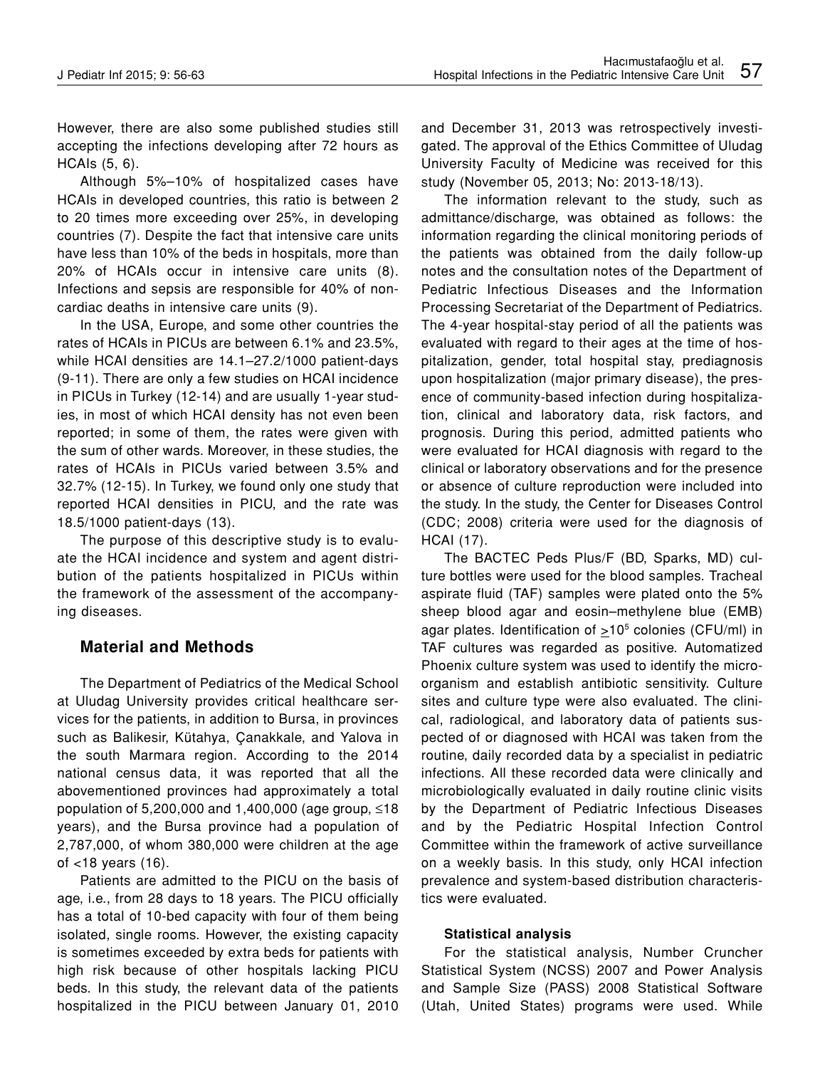However, there are also some published studies still accepting the infections developing after 72 hours as HCAIs (5, 6).

Although 5%–10% of hospitalized cases have HCAIs in developed countries, this ratio is between 2 to 20 times more exceeding over 25%, in developing countries (7). Despite the fact that intensive care units have less than 10% of the beds in hospitals, more than 20% of HCAIs occur in intensive care units (8). Infections and sepsis are responsible for 40% of non-cardiac deaths in intensive care units (9).

In the USA, Europe, and some other countries the rates of HCAIs in PICUs are between 6.1% and 23.5%, while HCAI densities are 14.1–27.2/1000 patient-days (9-11). There are only a few studies on HCAI incidence in PICUs in Turkey (12-14) and are usually 1-year studies, in most of which HCAI density has not even been reported; in some of them, the rates were given with the sum of other wards. Moreover, in these studies, the rates of HCAIs in PICUs varied between 3.5% and 32.7% (12-15). In Turkey, we found only one study that reported HCAI densities in PICU, and the rate was 18.5/1000 patient-days (13).

The purpose of this descriptive study is to evaluate the HCAI incidence and system and agent distribution of the patients hospitalized in PICUs within the framework of the assessment of the accompanying diseases.

## Material and Methods

The Department of Pediatrics of the Medical School at Uludag University provides critical healthcare services for the patients, in addition to Bursa, in provinces such as Balikesir, Kütahya, Çanakkale, and Yalova in the south Marmara region. According to the 2014 national census data, it was reported that all the abovementioned provinces had approximately a total population of 5,200,000 and 1,400,000 (age group, ≤18 years), and the Bursa province had a population of 2,787,000, of whom 380,000 were children at the age of <18 years (16).

Patients are admitted to the PICU on the basis of age, i.e., from 28 days to 18 years. The PICU officially has a total of 10-bed capacity with four of them being isolated, single rooms. However, the existing capacity is sometimes exceeded by extra beds for patients with high risk because of other hospitals lacking PICU beds. In this study, the relevant data of the patients hospitalized in the PICU between January 01, 2010 and December 31, 2013 was retrospectively investigated. The approval of the Ethics Committee of Uludag University Faculty of Medicine was received for this study (November 05, 2013; No: 2013-18/13).

The information relevant to the study, such as admittance/discharge, was obtained as follows: the information regarding the clinical monitoring periods of the patients was obtained from the daily follow-up notes and the consultation notes of the Department of Pediatric Infectious Diseases and the Information Processing Secretariat of the Department of Pediatrics. The 4-year hospital-stay period of all the patients was evaluated with regard to their ages at the time of hospitalization, gender, total hospital stay, prediagnosis upon hospitalization (major primary disease), the presence of community-based infection during hospitalization, clinical and laboratory data, risk factors, and prognosis. During this period, admitted patients who were evaluated for HCAI diagnosis with regard to the clinical or laboratory observations and for the presence or absence of culture reproduction were included into the study. In the study, the Center for Diseases Control (CDC; 2008) criteria were used for the diagnosis of HCAI (17).

The BACTEC Peds Plus/F (BD, Sparks, MD) culture bottles were used for the blood samples. Tracheal aspirate fluid (TAF) samples were plated onto the 5% sheep blood agar and eosin–methylene blue (EMB) agar plates. Identification of $\geq 10^5$ colonies (CFU/ml) in TAF cultures was regarded as positive. Automatized Phoenix culture system was used to identify the microorganism and establish antibiotic sensitivity. Culture sites and culture type were also evaluated. The clinical, radiological, and laboratory data of patients suspected of or diagnosed with HCAI was taken from the routine, daily recorded data by a specialist in pediatric infections. All these recorded data were clinically and microbiologically evaluated in daily routine clinic visits by the Department of Pediatric Infectious Diseases and by the Pediatric Hospital Infection Control Committee within the framework of active surveillance on a weekly basis. In this study, only HCAI infection prevalence and system-based distribution characteristics were evaluated.

### Statistical analysis

For the statistical analysis, Number Cruncher Statistical System (NCSS) 2007 and Power Analysis and Sample Size (PASS) 2008 Statistical Software (Utah, United States) programs were used. While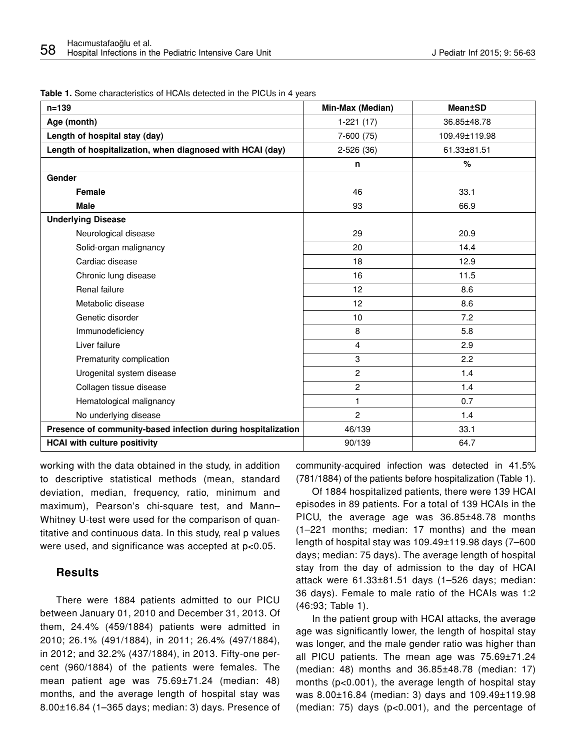**Table 1.** Some characteristics of HCAIs detected in the PICUs in 4 years

| n=139 | Min-Max (Median) | Mean±SD |
|---|---|---|
| **Age (month)** | 1-221 (17) | 36.85±48.78 |
| **Length of hospital stay (day)** | 7-600 (75) | 109.49±119.98 |
| **Length of hospitalization, when diagnosed with HCAI (day)** | 2-526 (36) | 61.33±81.51 |
| | **n** | **%** |
| **Gender** | | |
| **Female** | 46 | 33.1 |
| **Male** | 93 | 66.9 |
| **Underlying Disease** | | |
| Neurological disease | 29 | 20.9 |
| Solid-organ malignancy | 20 | 14.4 |
| Cardiac disease | 18 | 12.9 |
| Chronic lung disease | 16 | 11.5 |
| Renal failure | 12 | 8.6 |
| Metabolic disease | 12 | 8.6 |
| Genetic disorder | 10 | 7.2 |
| Immunodeficiency | 8 | 5.8 |
| Liver failure | 4 | 2.9 |
| Prematurity complication | 3 | 2.2 |
| Urogenital system disease | 2 | 1.4 |
| Collagen tissue disease | 2 | 1.4 |
| Hematological malignancy | 1 | 0.7 |
| No underlying disease | 2 | 1.4 |
| **Presence of community-based infection during hospitalization** | 46/139 | 33.1 |
| **HCAI with culture positivity** | 90/139 | 64.7 |

working with the data obtained in the study, in addition to descriptive statistical methods (mean, standard deviation, median, frequency, ratio, minimum and maximum), Pearson's chi-square test, and Mann–Whitney U-test were used for the comparison of quantitative and continuous data. In this study, real p values were used, and significance was accepted at $p<0.05$.

## Results

There were 1884 patients admitted to our PICU between January 01, 2010 and December 31, 2013. Of them, 24.4% (459/1884) patients were admitted in 2010; 26.1% (491/1884), in 2011; 26.4% (497/1884), in 2012; and 32.2% (437/1884), in 2013. Fifty-one percent (960/1884) of the patients were females. The mean patient age was 75.69±71.24 (median: 48) months, and the average length of hospital stay was 8.00±16.84 (1–365 days; median: 3) days. Presence of community-acquired infection was detected in 41.5% (781/1884) of the patients before hospitalization (Table 1).

Of 1884 hospitalized patients, there were 139 HCAI episodes in 89 patients. For a total of 139 HCAIs in the PICU, the average age was 36.85±48.78 months (1–221 months; median: 17 months) and the mean length of hospital stay was 109.49±119.98 days (7–600 days; median: 75 days). The average length of hospital stay from the day of admission to the day of HCAI attack were 61.33±81.51 days (1–526 days; median: 36 days). Female to male ratio of the HCAIs was 1:2 (46:93; Table 1).

In the patient group with HCAI attacks, the average age was significantly lower, the length of hospital stay was longer, and the male gender ratio was higher than all PICU patients. The mean age was 75.69±71.24 (median: 48) months and 36.85±48.78 (median: 17) months ($p<0.001$), the average length of hospital stay was 8.00±16.84 (median: 3) days and 109.49±119.98 (median: 75) days ($p<0.001$), and the percentage of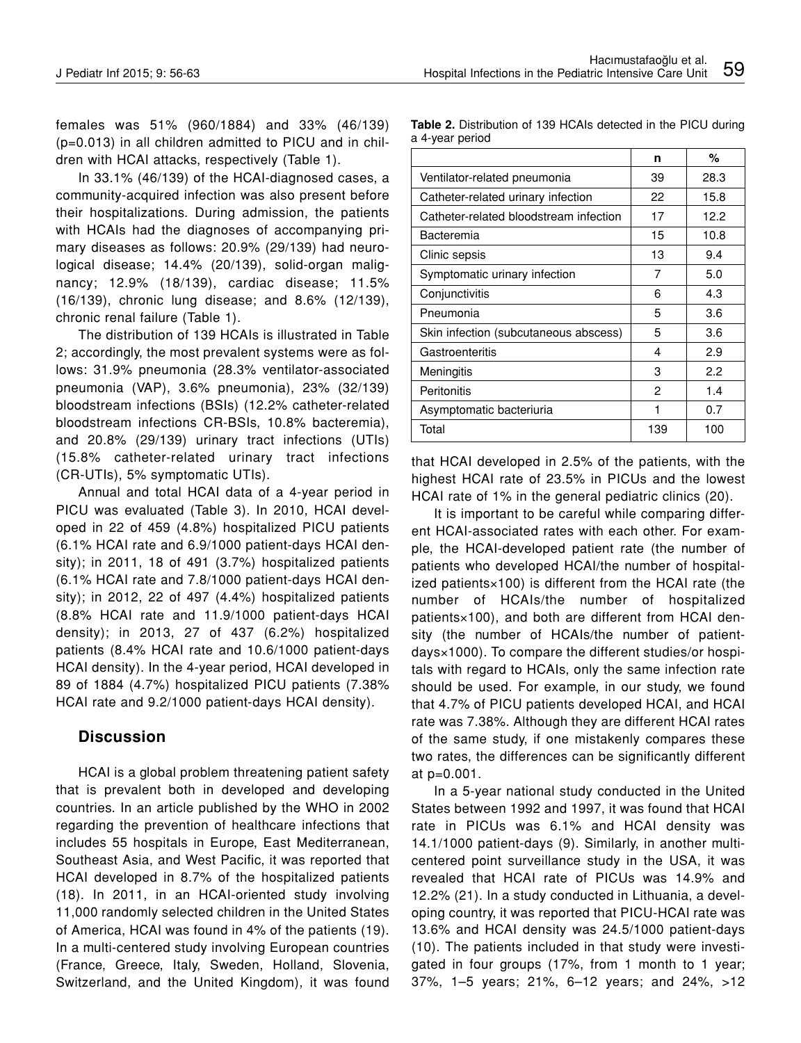females was 51% (960/1884) and 33% (46/139) (p=0.013) in all children admitted to PICU and in children with HCAI attacks, respectively (Table 1).

In 33.1% (46/139) of the HCAI-diagnosed cases, a community-acquired infection was also present before their hospitalizations. During admission, the patients with HCAIs had the diagnoses of accompanying primary diseases as follows: 20.9% (29/139) had neurological disease; 14.4% (20/139), solid-organ malignancy; 12.9% (18/139), cardiac disease; 11.5% (16/139), chronic lung disease; and 8.6% (12/139), chronic renal failure (Table 1).

The distribution of 139 HCAIs is illustrated in Table 2; accordingly, the most prevalent systems were as follows: 31.9% pneumonia (28.3% ventilator-associated pneumonia (VAP), 3.6% pneumonia), 23% (32/139) bloodstream infections (BSIs) (12.2% catheter-related bloodstream infections CR-BSIs, 10.8% bacteremia), and 20.8% (29/139) urinary tract infections (UTIs) (15.8% catheter-related urinary tract infections (CR-UTIs), 5% symptomatic UTIs).

Annual and total HCAI data of a 4-year period in PICU was evaluated (Table 3). In 2010, HCAI developed in 22 of 459 (4.8%) hospitalized PICU patients (6.1% HCAI rate and 6.9/1000 patient-days HCAI density); in 2011, 18 of 491 (3.7%) hospitalized patients (6.1% HCAI rate and 7.8/1000 patient-days HCAI density); in 2012, 22 of 497 (4.4%) hospitalized patients (8.8% HCAI rate and 11.9/1000 patient-days HCAI density); in 2013, 27 of 437 (6.2%) hospitalized patients (8.4% HCAI rate and 10.6/1000 patient-days HCAI density). In the 4-year period, HCAI developed in 89 of 1884 (4.7%) hospitalized PICU patients (7.38% HCAI rate and 9.2/1000 patient-days HCAI density).

**Table 2.** Distribution of 139 HCAIs detected in the PICU during a 4-year period

| | n | % |
|---|---|---|
| Ventilator-related pneumonia | 39 | 28.3 |
| Catheter-related urinary infection | 22 | 15.8 |
| Catheter-related bloodstream infection | 17 | 12.2 |
| Bacteremia | 15 | 10.8 |
| Clinic sepsis | 13 | 9.4 |
| Symptomatic urinary infection | 7 | 5.0 |
| Conjunctivitis | 6 | 4.3 |
| Pneumonia | 5 | 3.6 |
| Skin infection (subcutaneous abscess) | 5 | 3.6 |
| Gastroenteritis | 4 | 2.9 |
| Meningitis | 3 | 2.2 |
| Peritonitis | 2 | 1.4 |
| Asymptomatic bacteriuria | 1 | 0.7 |
| Total | 139 | 100 |

## Discussion

HCAI is a global problem threatening patient safety that is prevalent both in developed and developing countries. In an article published by the WHO in 2002 regarding the prevention of healthcare infections that includes 55 hospitals in Europe, East Mediterranean, Southeast Asia, and West Pacific, it was reported that HCAI developed in 8.7% of the hospitalized patients (18). In 2011, in an HCAI-oriented study involving 11,000 randomly selected children in the United States of America, HCAI was found in 4% of the patients (19). In a multi-centered study involving European countries (France, Greece, Italy, Sweden, Holland, Slovenia, Switzerland, and the United Kingdom), it was found that HCAI developed in 2.5% of the patients, with the highest HCAI rate of 23.5% in PICUs and the lowest HCAI rate of 1% in the general pediatric clinics (20).

It is important to be careful while comparing different HCAI-associated rates with each other. For example, the HCAI-developed patient rate (the number of patients who developed HCAI/the number of hospitalized patients×100) is different from the HCAI rate (the number of HCAIs/the number of hospitalized patients×100), and both are different from HCAI density (the number of HCAIs/the number of patient-days×1000). To compare the different studies/or hospitals with regard to HCAIs, only the same infection rate should be used. For example, in our study, we found that 4.7% of PICU patients developed HCAI, and HCAI rate was 7.38%. Although they are different HCAI rates of the same study, if one mistakenly compares these two rates, the differences can be significantly different at p=0.001.

In a 5-year national study conducted in the United States between 1992 and 1997, it was found that HCAI rate in PICUs was 6.1% and HCAI density was 14.1/1000 patient-days (9). Similarly, in another multi-centered point surveillance study in the USA, it was revealed that HCAI rate of PICUs was 14.9% and 12.2% (21). In a study conducted in Lithuania, a developing country, it was reported that PICU-HCAI rate was 13.6% and HCAI density was 24.5/1000 patient-days (10). The patients included in that study were investigated in four groups (17%, from 1 month to 1 year; 37%, 1–5 years; 21%, 6–12 years; and 24%, >12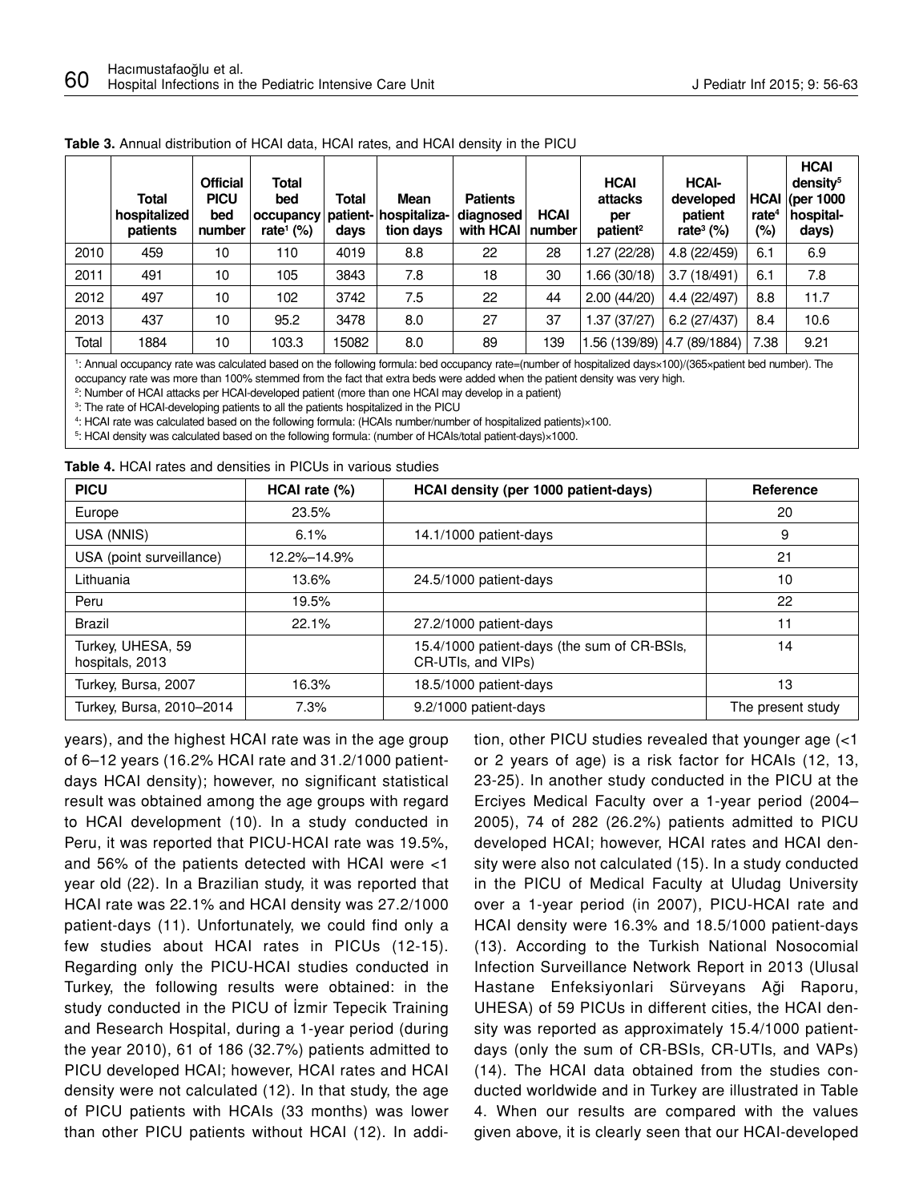**Table 3.** Annual distribution of HCAI data, HCAI rates, and HCAI density in the PICU

| | Total hospitalized patients | Official PICU bed number | Total bed occupancy rate[1] (%) | Total patient-days | Mean hospitalization days | Patients diagnosed with HCAI | HCAI number | HCAI attacks per patient[2] | HCAI-developed patient rate[3] (%) | HCAI rate[4] (%) | HCAI density[5] (per 1000 hospital-days) |
|---|---|---|---|---|---|---|---|---|---|---|---|
| 2010 | 459 | 10 | 110 | 4019 | 8.8 | 22 | 28 | 1.27 (22/28) | 4.8 (22/459) | 6.1 | 6.9 |
| 2011 | 491 | 10 | 105 | 3843 | 7.8 | 18 | 30 | 1.66 (30/18) | 3.7 (18/491) | 6.1 | 7.8 |
| 2012 | 497 | 10 | 102 | 3742 | 7.5 | 22 | 44 | 2.00 (44/20) | 4.4 (22/497) | 8.8 | 11.7 |
| 2013 | 437 | 10 | 95.2 | 3478 | 8.0 | 27 | 37 | 1.37 (37/27) | 6.2 (27/437) | 8.4 | 10.6 |
| Total | 1884 | 10 | 103.3 | 15082 | 8.0 | 89 | 139 | 1.56 (139/89) | 4.7 (89/1884) | 7.38 | 9.21 |

[1]: Annual occupancy rate was calculated based on the following formula: bed occupancy rate=(number of hospitalized days×100)/(365×patient bed number). The occupancy rate was more than 100% stemmed from the fact that extra beds were added when the patient density was very high.
[2]: Number of HCAI attacks per HCAI-developed patient (more than one HCAI may develop in a patient)
[3]: The rate of HCAI-developing patients to all the patients hospitalized in the PICU
[4]: HCAI rate was calculated based on the following formula: (HCAIs number/number of hospitalized patients)×100.
[5]: HCAI density was calculated based on the following formula: (number of HCAIs/total patient-days)×1000.

**Table 4.** HCAI rates and densities in PICUs in various studies

| PICU | HCAI rate (%) | HCAI density (per 1000 patient-days) | Reference |
|---|---|---|---|
| Europe | 23.5% | | 20 |
| USA (NNIS) | 6.1% | 14.1/1000 patient-days | 9 |
| USA (point surveillance) | 12.2%–14.9% | | 21 |
| Lithuania | 13.6% | 24.5/1000 patient-days | 10 |
| Peru | 19.5% | | 22 |
| Brazil | 22.1% | 27.2/1000 patient-days | 11 |
| Turkey, UHESA, 59 hospitals, 2013 | | 15.4/1000 patient-days (the sum of CR-BSIs, CR-UTIs, and VIPs) | 14 |
| Turkey, Bursa, 2007 | 16.3% | 18.5/1000 patient-days | 13 |
| Turkey, Bursa, 2010–2014 | 7.3% | 9.2/1000 patient-days | The present study |

years), and the highest HCAI rate was in the age group of 6–12 years (16.2% HCAI rate and 31.2/1000 patient-days HCAI density); however, no significant statistical result was obtained among the age groups with regard to HCAI development (10). In a study conducted in Peru, it was reported that PICU-HCAI rate was 19.5%, and 56% of the patients detected with HCAI were <1 year old (22). In a Brazilian study, it was reported that HCAI rate was 22.1% and HCAI density was 27.2/1000 patient-days (11). Unfortunately, we could find only a few studies about HCAI rates in PICUs (12-15). Regarding only the PICU-HCAI studies conducted in Turkey, the following results were obtained: in the study conducted in the PICU of İzmir Tepecik Training and Research Hospital, during a 1-year period (during the year 2010), 61 of 186 (32.7%) patients admitted to PICU developed HCAI; however, HCAI rates and HCAI density were not calculated (12). In that study, the age of PICU patients with HCAIs (33 months) was lower than other PICU patients without HCAI (12). In addition, other PICU studies revealed that younger age (<1 or 2 years of age) is a risk factor for HCAIs (12, 13, 23-25). In another study conducted in the PICU at the Erciyes Medical Faculty over a 1-year period (2004–2005), 74 of 282 (26.2%) patients admitted to PICU developed HCAI; however, HCAI rates and HCAI density were also not calculated (15). In a study conducted in the PICU of Medical Faculty at Uludag University over a 1-year period (in 2007), PICU-HCAI rate and HCAI density were 16.3% and 18.5/1000 patient-days (13). According to the Turkish National Nosocomial Infection Surveillance Network Report in 2013 (Ulusal Hastane Enfeksiyonlari Sürveyans Aği Raporu, UHESA) of 59 PICUs in different cities, the HCAI density was reported as approximately 15.4/1000 patient-days (only the sum of CR-BSIs, CR-UTIs, and VAPs) (14). The HCAI data obtained from the studies conducted worldwide and in Turkey are illustrated in Table 4. When our results are compared with the values given above, it is clearly seen that our HCAI-developed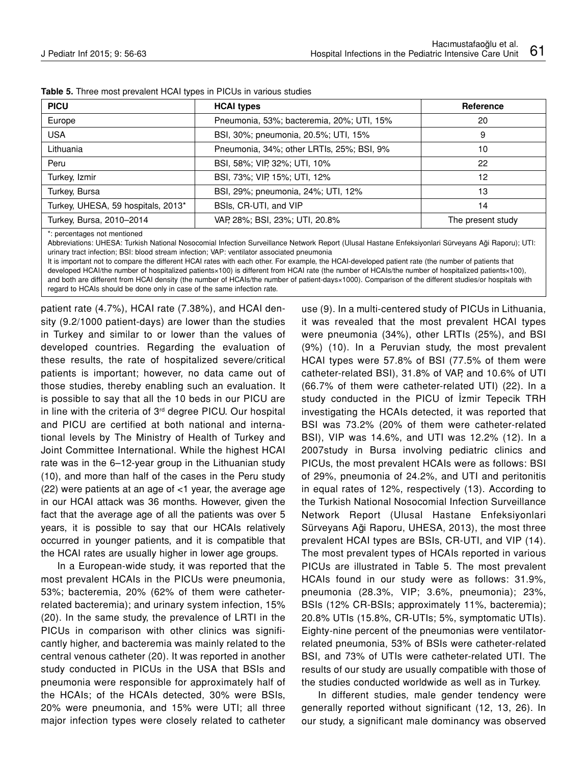**Table 5.** Three most prevalent HCAI types in PICUs in various studies

| PICU | HCAI types | Reference |
|---|---|---|
| Europe | Pneumonia, 53%; bacteremia, 20%; UTI, 15% | 20 |
| USA | BSI, 30%; pneumonia, 20.5%; UTI, 15% | 9 |
| Lithuania | Pneumonia, 34%; other LRTIs, 25%; BSI, 9% | 10 |
| Peru | BSI, 58%; VIP, 32%; UTI, 10% | 22 |
| Turkey, Izmir | BSI, 73%; VIP, 15%; UTI, 12% | 12 |
| Turkey, Bursa | BSI, 29%; pneumonia, 24%; UTI, 12% | 13 |
| Turkey, UHESA, 59 hospitals, 2013* | BSIs, CR-UTI, and VIP | 14 |
| Turkey, Bursa, 2010–2014 | VAP, 28%; BSI, 23%; UTI, 20.8% | The present study |

*: percentages not mentioned

Abbreviations: UHESA: Turkish National Nosocomial Infection Surveillance Network Report (Ulusal Hastane Enfeksiyonlari Sürveyans Aği Raporu); UTI: urinary tract infection; BSI: blood stream infection; VAP: ventilator associated pneumonia

It is important not to compare the different HCAI rates with each other. For example, the HCAI-developed patient rate (the number of patients that developed HCAI/the number of hospitalized patients×100) is different from HCAI rate (the number of HCAIs/the number of hospitalized patients×100), and both are different from HCAI density (the number of HCAIs/the number of patient-days×1000). Comparison of the different studies/or hospitals with regard to HCAIs should be done only in case of the same infection rate.

patient rate (4.7%), HCAI rate (7.38%), and HCAI density (9.2/1000 patient-days) are lower than the studies in Turkey and similar to or lower than the values of developed countries. Regarding the evaluation of these results, the rate of hospitalized severe/critical patients is important; however, no data came out of those studies, thereby enabling such an evaluation. It is possible to say that all the 10 beds in our PICU are in line with the criteria of 3rd degree PICU. Our hospital and PICU are certified at both national and international levels by The Ministry of Health of Turkey and Joint Committee International. While the highest HCAI rate was in the 6–12-year group in the Lithuanian study (10), and more than half of the cases in the Peru study (22) were patients at an age of <1 year, the average age in our HCAI attack was 36 months. However, given the fact that the average age of all the patients was over 5 years, it is possible to say that our HCAIs relatively occurred in younger patients, and it is compatible that the HCAI rates are usually higher in lower age groups.

In a European-wide study, it was reported that the most prevalent HCAIs in the PICUs were pneumonia, 53%; bacteremia, 20% (62% of them were catheter-related bacteremia); and urinary system infection, 15% (20). In the same study, the prevalence of LRTI in the PICUs in comparison with other clinics was significantly higher, and bacteremia was mainly related to the central venous catheter (20). It was reported in another study conducted in PICUs in the USA that BSIs and pneumonia were responsible for approximately half of the HCAIs; of the HCAIs detected, 30% were BSIs, 20% were pneumonia, and 15% were UTI; all three major infection types were closely related to catheter use (9). In a multi-centered study of PICUs in Lithuania, it was revealed that the most prevalent HCAI types were pneumonia (34%), other LRTIs (25%), and BSI (9%) (10). In a Peruvian study, the most prevalent HCAI types were 57.8% of BSI (77.5% of them were catheter-related BSI), 31.8% of VAP, and 10.6% of UTI (66.7% of them were catheter-related UTI) (22). In a study conducted in the PICU of İzmir Tepecik TRH investigating the HCAIs detected, it was reported that BSI was 73.2% (20% of them were catheter-related BSI), VIP was 14.6%, and UTI was 12.2% (12). In a 2007study in Bursa involving pediatric clinics and PICUs, the most prevalent HCAIs were as follows: BSI of 29%, pneumonia of 24.2%, and UTI and peritonitis in equal rates of 12%, respectively (13). According to the Turkish National Nosocomial Infection Surveillance Network Report (Ulusal Hastane Enfeksiyonlari Sürveyans Aği Raporu, UHESA, 2013), the most three prevalent HCAI types are BSIs, CR-UTI, and VIP (14). The most prevalent types of HCAIs reported in various PICUs are illustrated in Table 5. The most prevalent HCAIs found in our study were as follows: 31.9%, pneumonia (28.3%, VIP; 3.6%, pneumonia); 23%, BSIs (12% CR-BSIs; approximately 11%, bacteremia); 20.8% UTIs (15.8%, CR-UTIs; 5%, symptomatic UTIs). Eighty-nine percent of the pneumonias were ventilator-related pneumonia, 53% of BSIs were catheter-related BSI, and 73% of UTIs were catheter-related UTI. The results of our study are usually compatible with those of the studies conducted worldwide as well as in Turkey.

In different studies, male gender tendency were generally reported without significant (12, 13, 26). In our study, a significant male dominancy was observed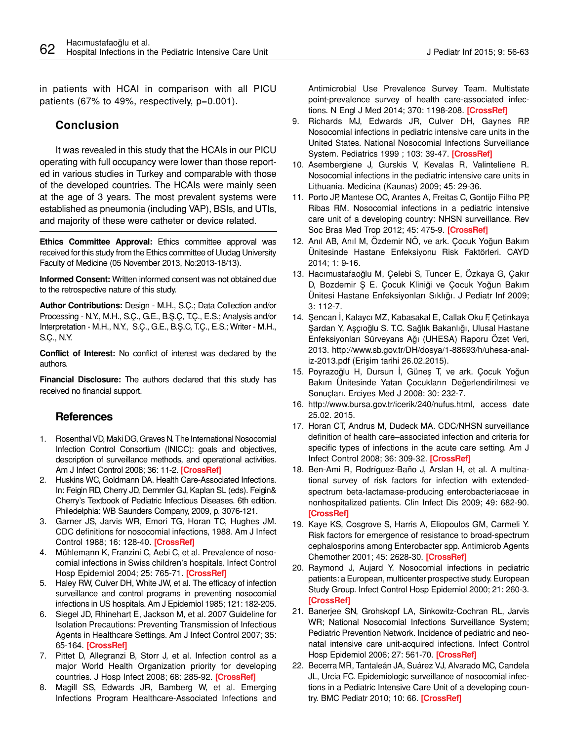in patients with HCAI in comparison with all PICU patients (67% to 49%, respectively, p=0.001).

## Conclusion

It was revealed in this study that the HCAIs in our PICU operating with full occupancy were lower than those reported in various studies in Turkey and comparable with those of the developed countries. The HCAIs were mainly seen at the age of 3 years. The most prevalent systems were established as pneumonia (including VAP), BSIs, and UTIs, and majority of these were catheter or device related.

**Ethics Committee Approval:** Ethics committee approval was received for this study from the Ethics committee of Uludag University Faculty of Medicine (05 November 2013, No:2013-18/13).

**Informed Consent:** Written informed consent was not obtained due to the retrospective nature of this study.

**Author Contributions:** Design - M.H., S.Ç.; Data Collection and/or Processing - N.Y., M.H., S.Ç., G.E., B.Ş.Ç, T.Ç., E.S.; Analysis and/or Interpretation - M.H., N.Y., S.Ç., G.E., B.Ş.C, T.Ç., E.S.; Writer - M.H., S.Ç., N.Y.

**Conflict of Interest:** No conflict of interest was declared by the authors.

**Financial Disclosure:** The authors declared that this study has received no financial support.

## References

1. Rosenthal VD, Maki DG, Graves N. The International Nosocomial Infection Control Consortium (INICC): goals and objectives, description of surveillance methods, and operational activities. Am J Infect Control 2008; 36: 11-2. [CrossRef]
2. Huskins WC, Goldmann DA. Health Care-Associated Infections. In: Feigin RD, Cherry JD, Demmler GJ, Kaplan SL (eds). Feigin& Cherry's Textbook of Pediatric Infectious Diseases. 6th edition. Philedelphia: WB Saunders Company, 2009, p. 3076-121.
3. Garner JS, Jarvis WR, Emori TG, Horan TC, Hughes JM. CDC definitions for nosocomial infections, 1988. Am J Infect Control 1988; 16: 128-40. [CrossRef]
4. Mühlemann K, Franzini C, Aebi C, et al. Prevalence of nosocomial infections in Swiss children's hospitals. Infect Control Hosp Epidemiol 2004; 25: 765-71. [CrossRef]
5. Haley RW, Culver DH, White JW, et al. The efficacy of infection surveillance and control programs in preventing nosocomial infections in US hospitals. Am J Epidemiol 1985; 121: 182-205.
6. Siegel JD, Rhinehart E, Jackson M, et al. 2007 Guideline for Isolation Precautions: Preventing Transmission of Infectious Agents in Healthcare Settings. Am J Infect Control 2007; 35: 65-164. [CrossRef]
7. Pittet D, Allegranzi B, Storr J, et al. Infection control as a major World Health Organization priority for developing countries. J Hosp Infect 2008; 68: 285-92. [CrossRef]
8. Magill SS, Edwards JR, Bamberg W, et al. Emerging Infections Program Healthcare-Associated Infections and Antimicrobial Use Prevalence Survey Team. Multistate point-prevalence survey of health care-associated infections. N Engl J Med 2014; 370: 1198-208. [CrossRef]
9. Richards MJ, Edwards JR, Culver DH, Gaynes RP. Nosocomial infections in pediatric intensive care units in the United States. National Nosocomial Infections Surveillance System. Pediatrics 1999 ; 103: 39-47. [CrossRef]
10. Asembergiene J, Gurskis V, Kevalas R, Valinteliene R. Nosocomial infections in the pediatric intensive care units in Lithuania. Medicina (Kaunas) 2009; 45: 29-36.
11. Porto JP, Mantese OC, Arantes A, Freitas C, Gontijo Filho PP, Ribas RM. Nosocomial infections in a pediatric intensive care unit of a developing country: NHSN surveillance. Rev Soc Bras Med Trop 2012; 45: 475-9. [CrossRef]
12. Anıl AB, Anıl M, Özdemir NÖ, ve ark. Çocuk Yoğun Bakım Ünitesinde Hastane Enfeksiyonu Risk Faktörleri. CAYD 2014; 1: 9-16.
13. Hacımustafaoğlu M, Çelebi S, Tuncer E, Özkaya G, Çakır D, Bozdemir Ş E. Çocuk Kliniği ve Çocuk Yoğun Bakım Ünitesi Hastane Enfeksiyonları Sıklığı. J Pediatr Inf 2009; 3: 112-7.
14. Şencan İ, Kalaycı MZ, Kabasakal E, Callak Oku F, Çetinkaya Şardan Y, Aşçıoğlu S. T.C. Sağlık Bakanlığı, Ulusal Hastane Enfeksiyonları Sürveyans Ağı (UHESA) Raporu Özet Veri, 2013. http://www.sb.gov.tr/DH/dosya/1-88693/h/uhesa-analiz-2013.pdf (Erişim tarihi 26.02.2015).
15. Poyrazoğlu H, Dursun İ, Güneş T, ve ark. Çocuk Yoğun Bakım Ünitesinde Yatan Çocukların Değerlendirilmesi ve Sonuçları. Erciyes Med J 2008: 30: 232-7.
16. http://www.bursa.gov.tr/icerik/240/nufus.html, access date 25.02. 2015.
17. Horan CT, Andrus M, Dudeck MA. CDC/NHSN surveillance definition of health care–associated infection and criteria for specific types of infections in the acute care setting. Am J Infect Control 2008; 36: 309-32. [CrossRef]
18. Ben-Ami R, Rodríguez-Baño J, Arslan H, et al. A multinational survey of risk factors for infection with extended-spectrum beta-lactamase-producing enterobacteriaceae in nonhospitalized patients. Clin Infect Dis 2009; 49: 682-90. [CrossRef]
19. Kaye KS, Cosgrove S, Harris A, Eliopoulos GM, Carmeli Y. Risk factors for emergence of resistance to broad-spectrum cephalosporins among Enterobacter spp. Antimicrob Agents Chemother 2001; 45: 2628-30. [CrossRef]
20. Raymond J, Aujard Y. Nosocomial infections in pediatric patients: a European, multicenter prospective study. European Study Group. Infect Control Hosp Epidemiol 2000; 21: 260-3. [CrossRef]
21. Banerjee SN, Grohskopf LA, Sinkowitz-Cochran RL, Jarvis WR; National Nosocomial Infections Surveillance System; Pediatric Prevention Network. Incidence of pediatric and neonatal intensive care unit-acquired infections. Infect Control Hosp Epidemiol 2006; 27: 561-70. [CrossRef]
22. Becerra MR, Tantaleán JA, Suárez VJ, Alvarado MC, Candela JL, Urcia FC. Epidemiologic surveillance of nosocomial infections in a Pediatric Intensive Care Unit of a developing country. BMC Pediatr 2010; 10: 66. [CrossRef]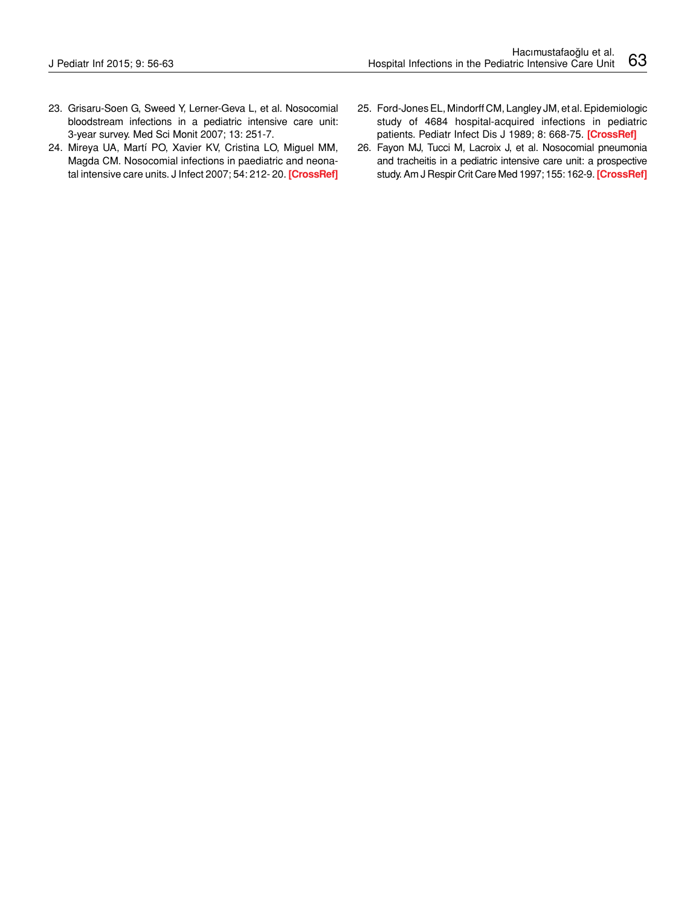23. Grisaru-Soen G, Sweed Y, Lerner-Geva L, et al. Nosocomial bloodstream infections in a pediatric intensive care unit: 3-year survey. Med Sci Monit 2007; 13: 251-7.
24. Mireya UA, Martí PO, Xavier KV, Cristina LO, Miguel MM, Magda CM. Nosocomial infections in paediatric and neonatal intensive care units. J Infect 2007; 54: 212- 20. **[CrossRef]**
25. Ford-Jones EL, Mindorff CM, Langley JM, et al. Epidemiologic study of 4684 hospital-acquired infections in pediatric patients. Pediatr Infect Dis J 1989; 8: 668-75. **[CrossRef]**
26. Fayon MJ, Tucci M, Lacroix J, et al. Nosocomial pneumonia and tracheitis in a pediatric intensive care unit: a prospective study. Am J Respir Crit Care Med 1997; 155: 162-9. **[CrossRef]**